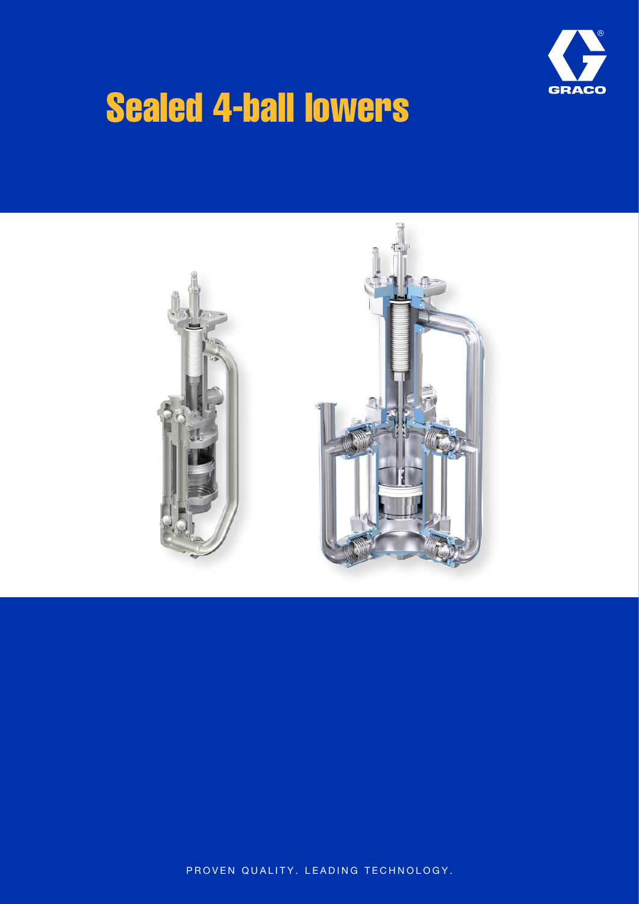# Sealed 4-ball lowers

PROVEN QUALITY. LEADING TECHNOLOGY.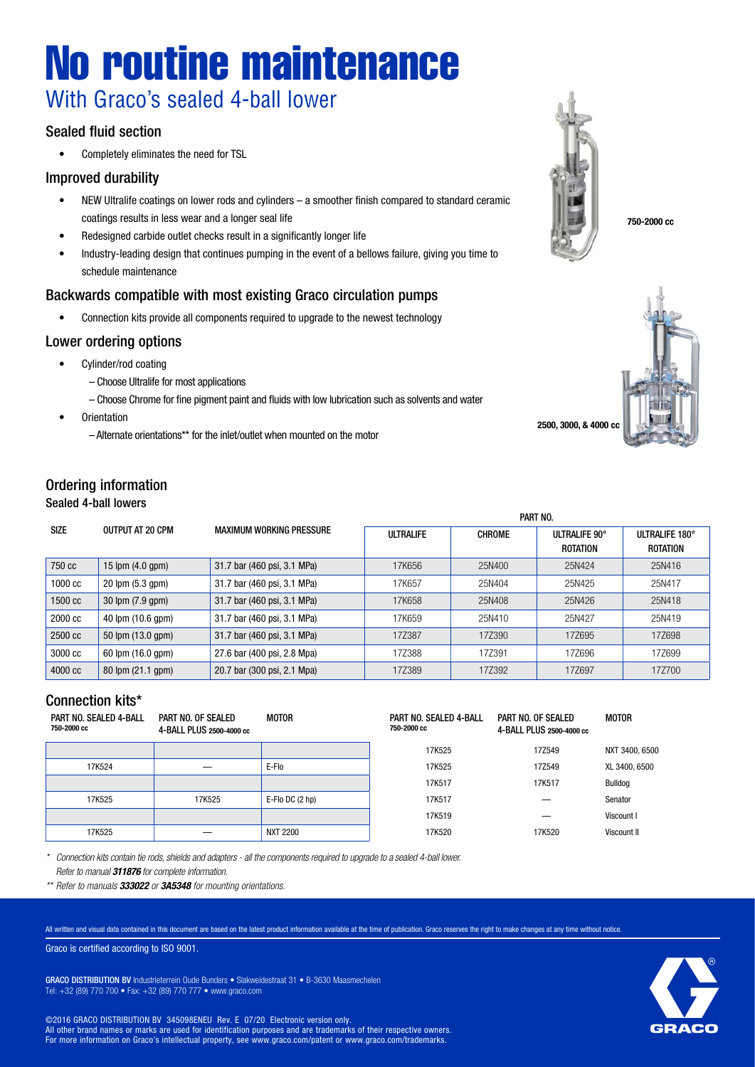# No routine maintenance

## With Graco's sealed 4-ball lower

### Sealed fluid section

- Completely eliminates the need for TSL

### Improved durability

- NEW Ultralife coatings on lower rods and cylinders – a smoother finish compared to standard ceramic coatings results in less wear and a longer seal life
- Redesigned carbide outlet checks result in a significantly longer life
- Industry-leading design that continues pumping in the event of a bellows failure, giving you time to schedule maintenance

### Backwards compatible with most existing Graco circulation pumps

- Connection kits provide all components required to upgrade to the newest technology

### Lower ordering options

- Cylinder/rod coating
  - – Choose Ultralife for most applications
  - – Choose Chrome for fine pigment paint and fluids with low lubrication such as solvents and water
- Orientation
  - – Alternate orientations** for the inlet/outlet when mounted on the motor

750-2000 cc

2500, 3000, & 4000 cc

## Ordering information

### Sealed 4-ball lowers

| SIZE | OUTPUT AT 20 CPM | MAXIMUM WORKING PRESSURE | PART NO. | | | |
|---|---|---|---|---|---|---|
| | | | ULTRALIFE | CHROME | ULTRALIFE 90° ROTATION | ULTRALIFE 180° ROTATION |
| 750 cc | 15 lpm (4.0 gpm) | 31.7 bar (460 psi, 3.1 MPa) | 17K656 | 25N400 | 25N424 | 25N416 |
| 1000 cc | 20 lpm (5.3 gpm) | 31.7 bar (460 psi, 3.1 MPa) | 17K657 | 25N404 | 25N425 | 25N417 |
| 1500 cc | 30 lpm (7.9 gpm) | 31.7 bar (460 psi, 3.1 MPa) | 17K658 | 25N408 | 25N426 | 25N418 |
| 2000 cc | 40 lpm (10.6 gpm) | 31.7 bar (460 psi, 3.1 MPa) | 17K659 | 25N410 | 25N427 | 25N419 |
| 2500 cc | 50 lpm (13.0 gpm) | 31.7 bar (460 psi, 3.1 MPa) | 17Z387 | 17Z390 | 17Z695 | 17Z698 |
| 3000 cc | 60 lpm (16.0 gpm) | 27.6 bar (400 psi, 2.8 Mpa) | 17Z388 | 17Z391 | 17Z696 | 17Z699 |
| 4000 cc | 80 lpm (21.1 gpm) | 20.7 bar (300 psi, 2.1 Mpa) | 17Z389 | 17Z392 | 17Z697 | 17Z700 |

## Connection kits*

| PART NO. SEALED 4-BALL 750-2000 cc | PART NO. OF SEALED 4-BALL PLUS 2500-4000 cc | MOTOR |
|---|---|---|
| 17K525 | 17Z549 | NXT 3400, 6500 |
| 17K524 | — | E-Flo |
| 17K525 | 17Z549 | XL 3400, 6500 |
| 17K517 | 17K517 | Bulldog |
| 17K525 | 17K525 | E-Flo DC (2 hp) |
| 17K517 | — | Senator |
| 17K519 | — | Viscount I |
| 17K525 | — | NXT 2200 |
| 17K520 | 17K520 | Viscount II |

*\* Connection kits contain tie rods, shields and adapters - all the components required to upgrade to a sealed 4-ball lower. Refer to manual **311876** for complete information.*

*\*\* Refer to manuals **333022** or **3A5348** for mounting orientations.*

All written and visual data contained in this document are based on the latest product information available at the time of publication. Graco reserves the right to make changes at any time without notice.

Graco is certified according to ISO 9001.

**GRACO DISTRIBUTION BV** Industrieterrein Oude Bunders • Slakweidestraat 31 • B-3630 Maasmechelen
Tel: +32 (89) 770 700 • Fax: +32 (89) 770 777 • www.graco.com

©2016 GRACO DISTRIBUTION BV 345098ENEU Rev. E 07/20 Electronic version only.
All other brand names or marks are used for identification purposes and are trademarks of their respective owners.
For more information on Graco's intellectual property, see www.graco.com/patent or www.graco.com/trademarks.